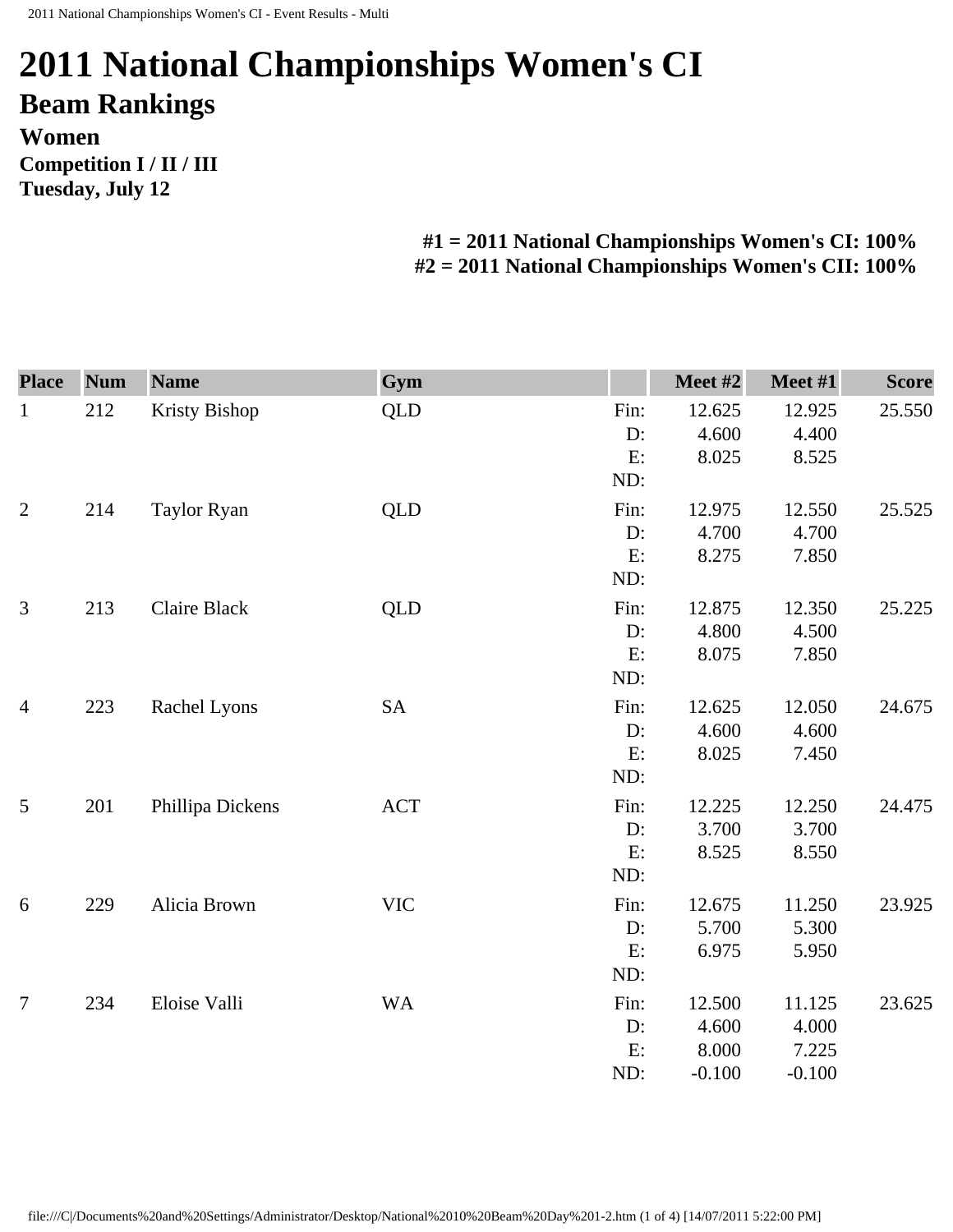# 2011 National Championships Women's CI

## Beam Rankings

### Women

**Competition I / II / III**

**Tuesday, July 12**

**#1 = 2011 National Championships Women's CI: 100%**
**#2 = 2011 National Championships Women's CII: 100%**

| Place | Num | Name | Gym | | Meet #2 | Meet #1 | Score |
|---|---|---|---|---|---|---|---|
| 1 | 212 | Kristy Bishop | QLD | Fin: | 12.625 | 12.925 | 25.550 |
| | | | | D: | 4.600 | 4.400 | |
| | | | | E: | 8.025 | 8.525 | |
| | | | | ND: | | | |
| 2 | 214 | Taylor Ryan | QLD | Fin: | 12.975 | 12.550 | 25.525 |
| | | | | D: | 4.700 | 4.700 | |
| | | | | E: | 8.275 | 7.850 | |
| | | | | ND: | | | |
| 3 | 213 | Claire Black | QLD | Fin: | 12.875 | 12.350 | 25.225 |
| | | | | D: | 4.800 | 4.500 | |
| | | | | E: | 8.075 | 7.850 | |
| | | | | ND: | | | |
| 4 | 223 | Rachel Lyons | SA | Fin: | 12.625 | 12.050 | 24.675 |
| | | | | D: | 4.600 | 4.600 | |
| | | | | E: | 8.025 | 7.450 | |
| | | | | ND: | | | |
| 5 | 201 | Phillipa Dickens | ACT | Fin: | 12.225 | 12.250 | 24.475 |
| | | | | D: | 3.700 | 3.700 | |
| | | | | E: | 8.525 | 8.550 | |
| | | | | ND: | | | |
| 6 | 229 | Alicia Brown | VIC | Fin: | 12.675 | 11.250 | 23.925 |
| | | | | D: | 5.700 | 5.300 | |
| | | | | E: | 6.975 | 5.950 | |
| | | | | ND: | | | |
| 7 | 234 | Eloise Valli | WA | Fin: | 12.500 | 11.125 | 23.625 |
| | | | | D: | 4.600 | 4.000 | |
| | | | | E: | 8.000 | 7.225 | |
| | | | | ND: | -0.100 | -0.100 | |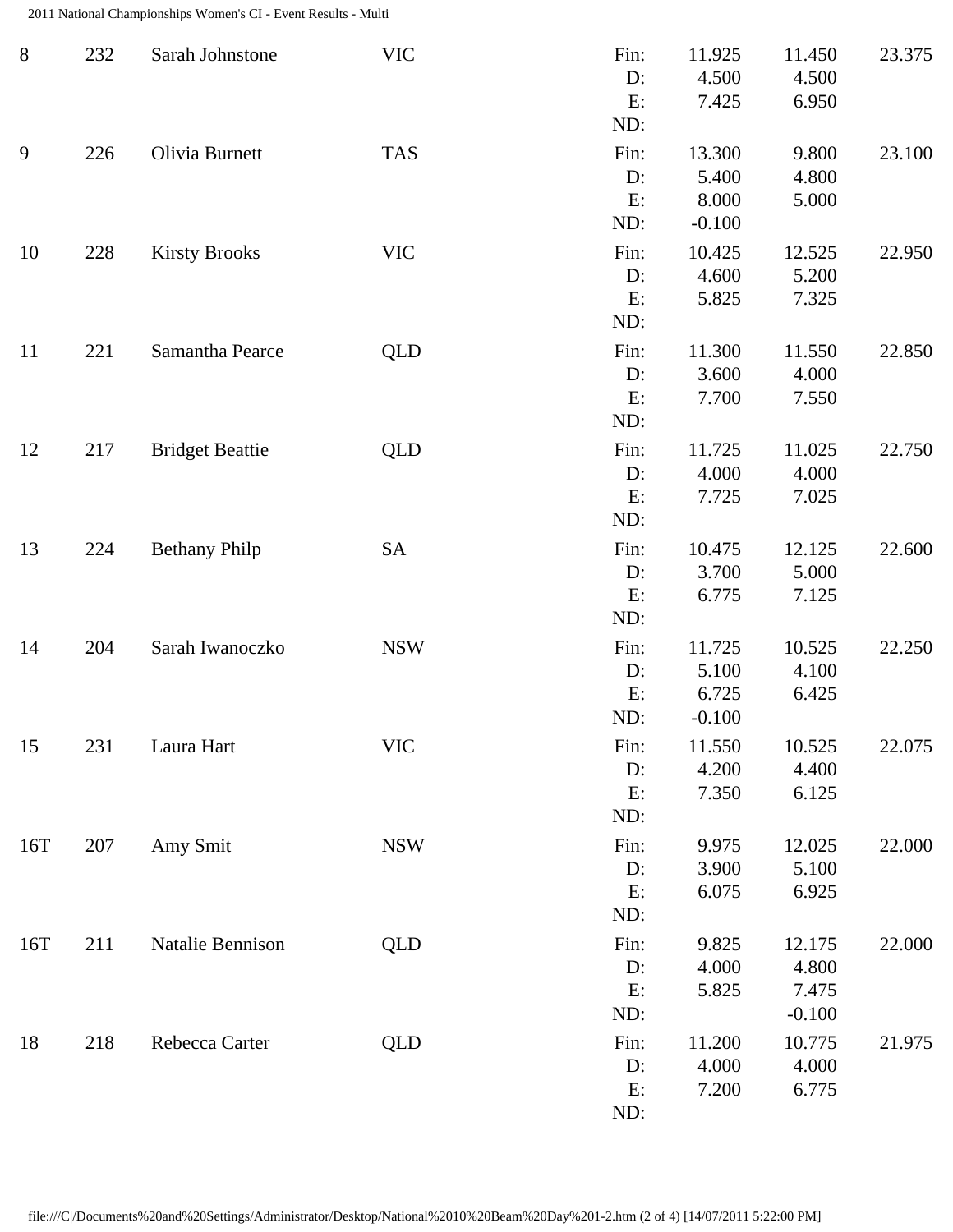| Rank | No. | Name | State | | Score 1 | Score 2 | Total |
|---|---|---|---|---|---|---|---|
| 8 | 232 | Sarah Johnstone | VIC | Fin: | 11.925 | 11.450 | 23.375 |
| | | | | D: | 4.500 | 4.500 | |
| | | | | E: | 7.425 | 6.950 | |
| | | | | ND: | | | |
| 9 | 226 | Olivia Burnett | TAS | Fin: | 13.300 | 9.800 | 23.100 |
| | | | | D: | 5.400 | 4.800 | |
| | | | | E: | 8.000 | 5.000 | |
| | | | | ND: | -0.100 | | |
| 10 | 228 | Kirsty Brooks | VIC | Fin: | 10.425 | 12.525 | 22.950 |
| | | | | D: | 4.600 | 5.200 | |
| | | | | E: | 5.825 | 7.325 | |
| | | | | ND: | | | |
| 11 | 221 | Samantha Pearce | QLD | Fin: | 11.300 | 11.550 | 22.850 |
| | | | | D: | 3.600 | 4.000 | |
| | | | | E: | 7.700 | 7.550 | |
| | | | | ND: | | | |
| 12 | 217 | Bridget Beattie | QLD | Fin: | 11.725 | 11.025 | 22.750 |
| | | | | D: | 4.000 | 4.000 | |
| | | | | E: | 7.725 | 7.025 | |
| | | | | ND: | | | |
| 13 | 224 | Bethany Philp | SA | Fin: | 10.475 | 12.125 | 22.600 |
| | | | | D: | 3.700 | 5.000 | |
| | | | | E: | 6.775 | 7.125 | |
| | | | | ND: | | | |
| 14 | 204 | Sarah Iwanoczko | NSW | Fin: | 11.725 | 10.525 | 22.250 |
| | | | | D: | 5.100 | 4.100 | |
| | | | | E: | 6.725 | 6.425 | |
| | | | | ND: | -0.100 | | |
| 15 | 231 | Laura Hart | VIC | Fin: | 11.550 | 10.525 | 22.075 |
| | | | | D: | 4.200 | 4.400 | |
| | | | | E: | 7.350 | 6.125 | |
| | | | | ND: | | | |
| 16T | 207 | Amy Smit | NSW | Fin: | 9.975 | 12.025 | 22.000 |
| | | | | D: | 3.900 | 5.100 | |
| | | | | E: | 6.075 | 6.925 | |
| | | | | ND: | | | |
| 16T | 211 | Natalie Bennison | QLD | Fin: | 9.825 | 12.175 | 22.000 |
| | | | | D: | 4.000 | 4.800 | |
| | | | | E: | 5.825 | 7.475 | |
| | | | | ND: | | -0.100 | |
| 18 | 218 | Rebecca Carter | QLD | Fin: | 11.200 | 10.775 | 21.975 |
| | | | | D: | 4.000 | 4.000 | |
| | | | | E: | 7.200 | 6.775 | |
| | | | | ND: | | | |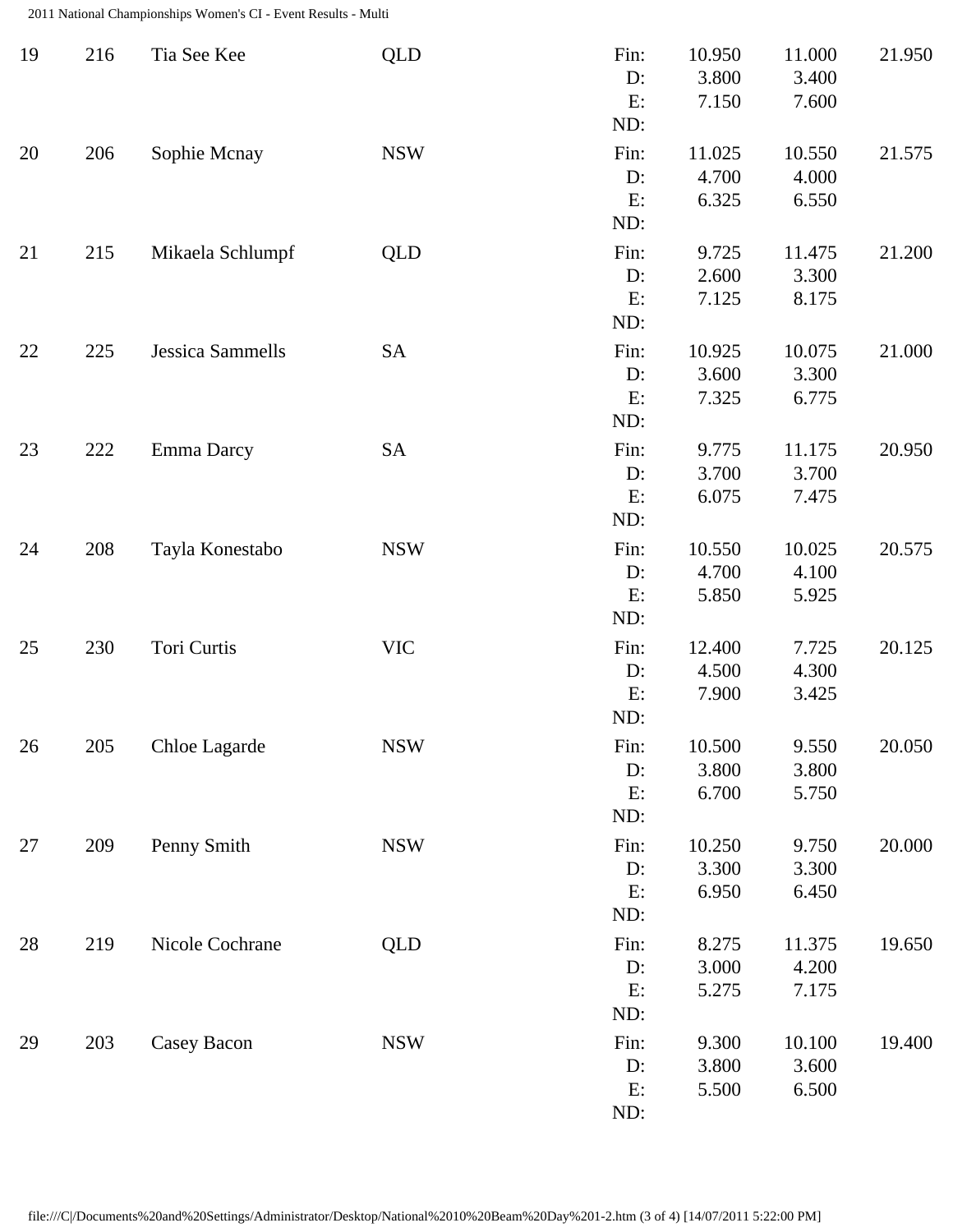| Rank | No. | Name | State | | Score 1 | Score 2 | Total |
|---|---|---|---|---|---|---|---|
| 19 | 216 | Tia See Kee | QLD | Fin: | 10.950 | 11.000 | 21.950 |
| | | | | D: | 3.800 | 3.400 | |
| | | | | E: | 7.150 | 7.600 | |
| | | | | ND: | | | |
| 20 | 206 | Sophie Mcnay | NSW | Fin: | 11.025 | 10.550 | 21.575 |
| | | | | D: | 4.700 | 4.000 | |
| | | | | E: | 6.325 | 6.550 | |
| | | | | ND: | | | |
| 21 | 215 | Mikaela Schlumpf | QLD | Fin: | 9.725 | 11.475 | 21.200 |
| | | | | D: | 2.600 | 3.300 | |
| | | | | E: | 7.125 | 8.175 | |
| | | | | ND: | | | |
| 22 | 225 | Jessica Sammells | SA | Fin: | 10.925 | 10.075 | 21.000 |
| | | | | D: | 3.600 | 3.300 | |
| | | | | E: | 7.325 | 6.775 | |
| | | | | ND: | | | |
| 23 | 222 | Emma Darcy | SA | Fin: | 9.775 | 11.175 | 20.950 |
| | | | | D: | 3.700 | 3.700 | |
| | | | | E: | 6.075 | 7.475 | |
| | | | | ND: | | | |
| 24 | 208 | Tayla Konestabo | NSW | Fin: | 10.550 | 10.025 | 20.575 |
| | | | | D: | 4.700 | 4.100 | |
| | | | | E: | 5.850 | 5.925 | |
| | | | | ND: | | | |
| 25 | 230 | Tori Curtis | VIC | Fin: | 12.400 | 7.725 | 20.125 |
| | | | | D: | 4.500 | 4.300 | |
| | | | | E: | 7.900 | 3.425 | |
| | | | | ND: | | | |
| 26 | 205 | Chloe Lagarde | NSW | Fin: | 10.500 | 9.550 | 20.050 |
| | | | | D: | 3.800 | 3.800 | |
| | | | | E: | 6.700 | 5.750 | |
| | | | | ND: | | | |
| 27 | 209 | Penny Smith | NSW | Fin: | 10.250 | 9.750 | 20.000 |
| | | | | D: | 3.300 | 3.300 | |
| | | | | E: | 6.950 | 6.450 | |
| | | | | ND: | | | |
| 28 | 219 | Nicole Cochrane | QLD | Fin: | 8.275 | 11.375 | 19.650 |
| | | | | D: | 3.000 | 4.200 | |
| | | | | E: | 5.275 | 7.175 | |
| | | | | ND: | | | |
| 29 | 203 | Casey Bacon | NSW | Fin: | 9.300 | 10.100 | 19.400 |
| | | | | D: | 3.800 | 3.600 | |
| | | | | E: | 5.500 | 6.500 | |
| | | | | ND: | | | |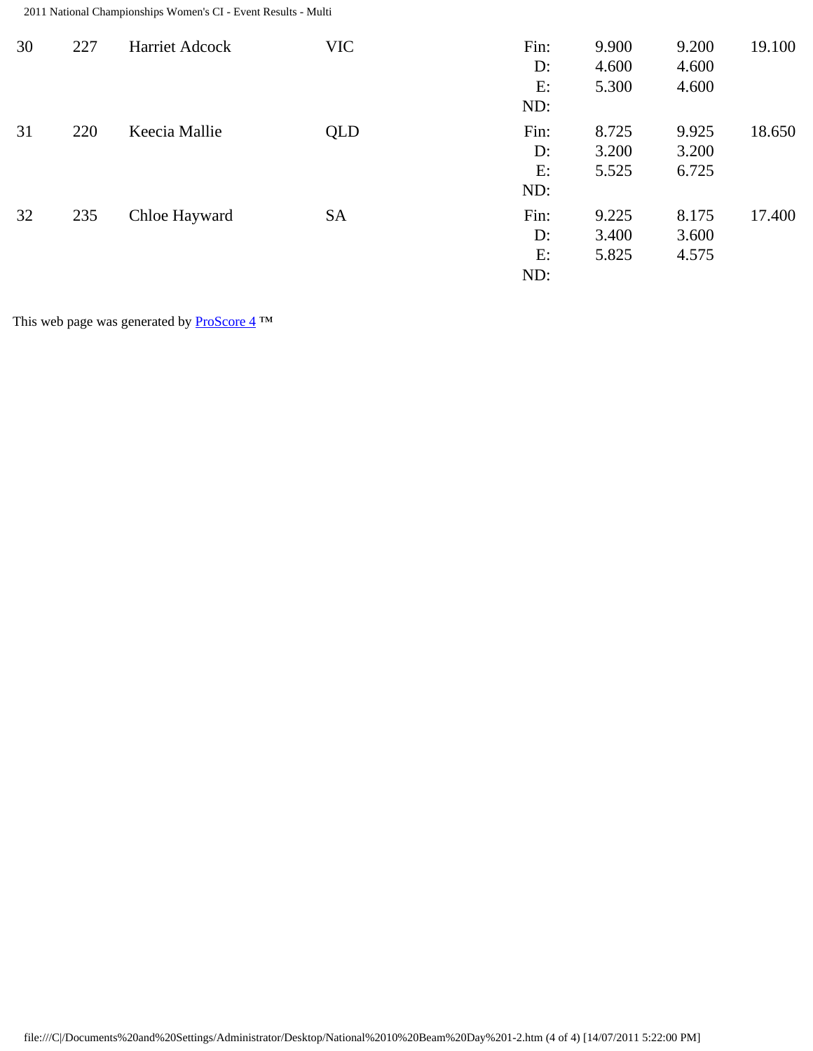| | | | | | | | |
|---|---|---|---|---|---|---|---|
| 30 | 227 | Harriet Adcock | VIC | Fin: | 9.900 | 9.200 | 19.100 |
| | | | | D: | 4.600 | 4.600 | |
| | | | | E: | 5.300 | 4.600 | |
| | | | | ND: | | | |
| 31 | 220 | Keecia Mallie | QLD | Fin: | 8.725 | 9.925 | 18.650 |
| | | | | D: | 3.200 | 3.200 | |
| | | | | E: | 5.525 | 6.725 | |
| | | | | ND: | | | |
| 32 | 235 | Chloe Hayward | SA | Fin: | 9.225 | 8.175 | 17.400 |
| | | | | D: | 3.400 | 3.600 | |
| | | | | E: | 5.825 | 4.575 | |
| | | | | ND: | | | |

This web page was generated by ProScore 4 ™